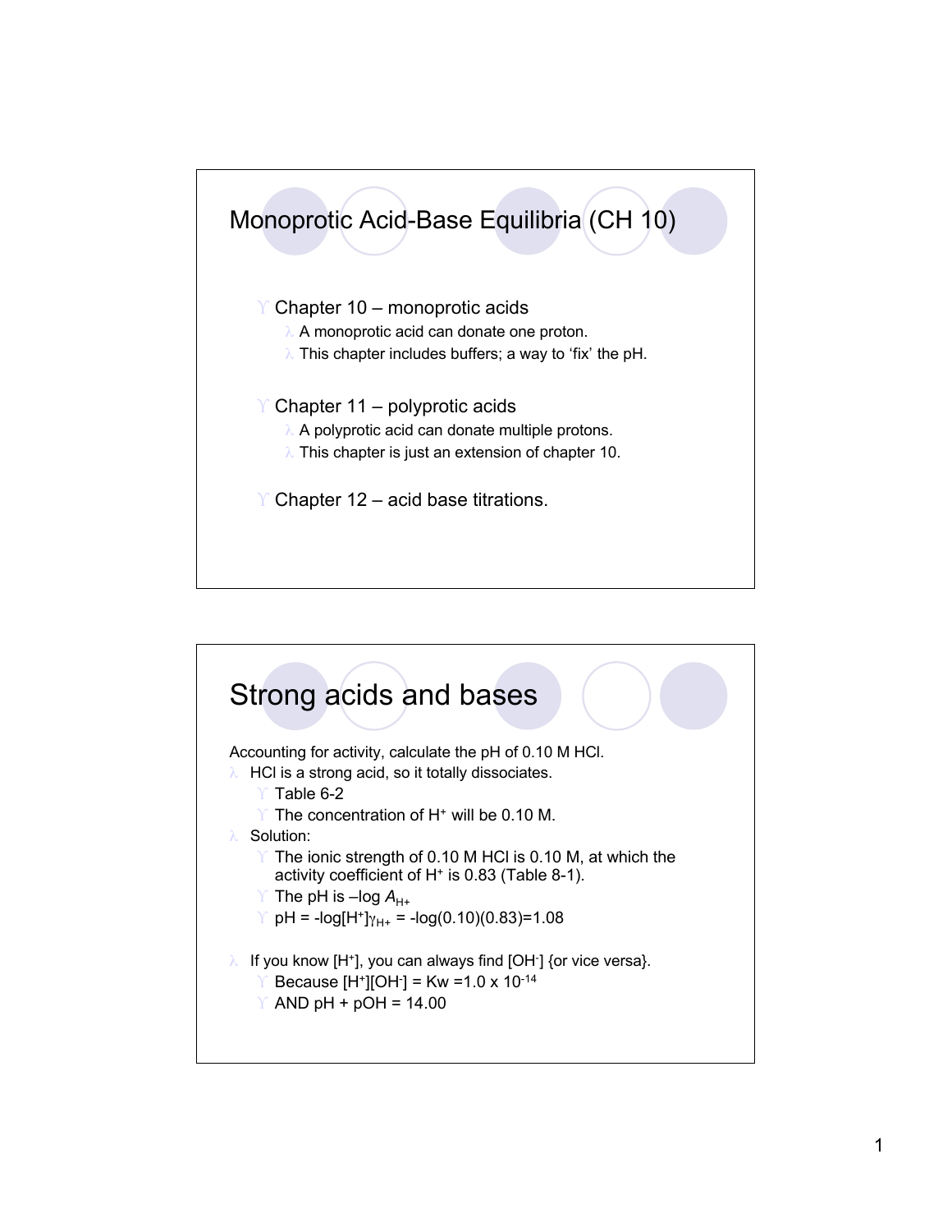## Monoprotic Acid-Base Equilibria (CH 10)

- Chapter 10 – monoprotic acids
  - A monoprotic acid can donate one proton.
  - This chapter includes buffers; a way to 'fix' the pH.
- Chapter 11 – polyprotic acids
  - A polyprotic acid can donate multiple protons.
  - This chapter is just an extension of chapter 10.
- Chapter 12 – acid base titrations.

## Strong acids and bases

Accounting for activity, calculate the pH of 0.10 M HCl.

- HCl is a strong acid, so it totally dissociates.
  - Table 6-2
  - The concentration of $H^+$ will be 0.10 M.
- Solution:
  - The ionic strength of 0.10 M HCl is 0.10 M, at which the activity coefficient of $H^+$ is 0.83 (Table 8-1).
  - The pH is $-\log A_{H+}$
  - pH = $-\log[H^+]\gamma_{H+} = -\log(0.10)(0.83)=1.08$
- If you know $[H^+]$, you can always find $[OH^-]$ {or vice versa}.
  - Because $[H^+][OH^-] = K_w = 1.0 \times 10^{-14}$
  - AND pH + pOH = 14.00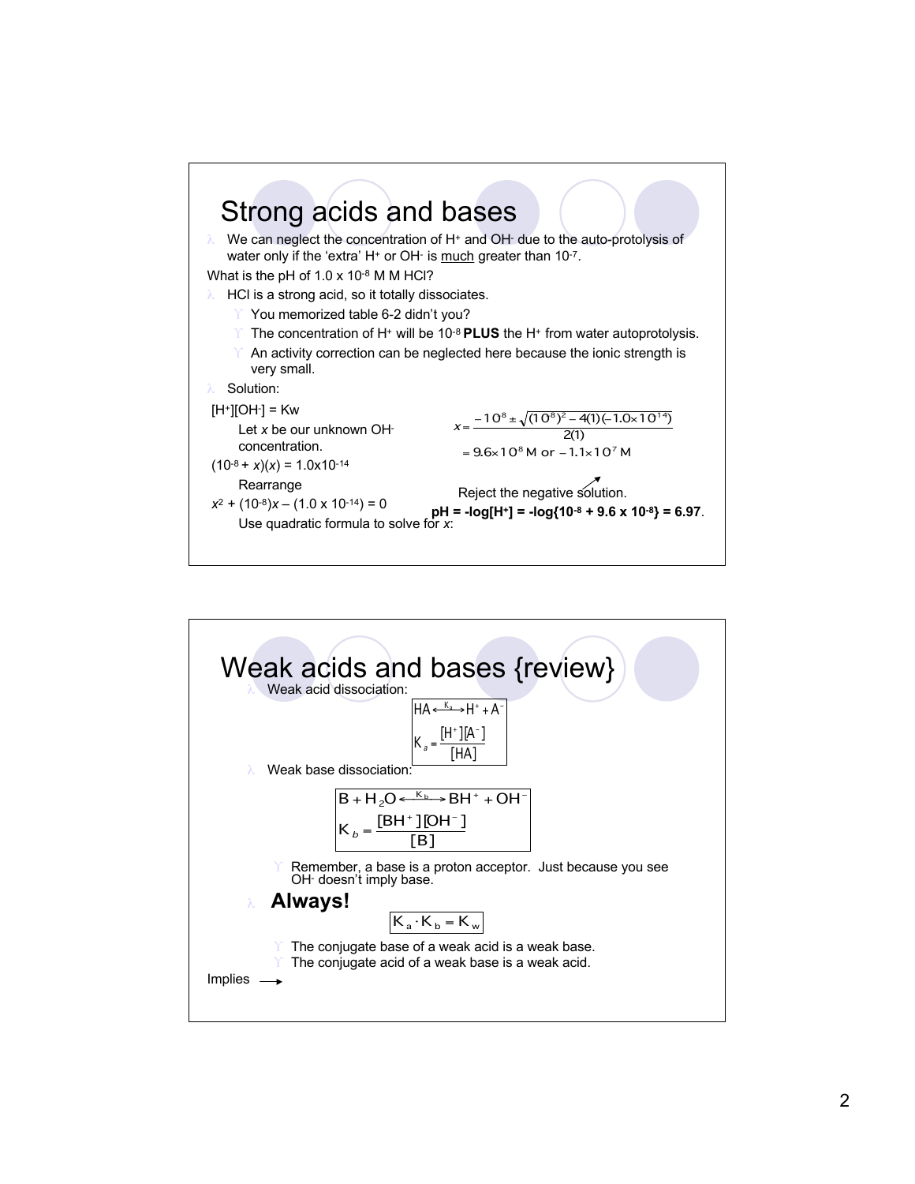## Strong acids and bases

- We can neglect the concentration of $H^+$ and $OH^-$ due to the auto-protolysis of water only if the 'extra' $H^+$ or $OH^-$ is <u>much</u> greater than $10^{-7}$.

What is the pH of $1.0 \times 10^{-8}$ M M HCl?

- HCl is a strong acid, so it totally dissociates.
  - You memorized table 6-2 didn't you?
  - The concentration of $H^+$ will be $10^{-8}$ **PLUS** the $H^+$ from water autoprotolysis.
  - An activity correction can be neglected here because the ionic strength is very small.
- Solution:

$[H^+][OH^-] = K_w$

Let $x$ be our unknown $OH^-$ concentration.

$(10^{-8} + x)(x) = 1.0\times10^{-14}$

Rearrange

$x^2 + (10^{-8})x - (1.0 \times 10^{-14}) = 0$

Use quadratic formula to solve for $x$:

$$x = \frac{-10^{8} \pm \sqrt{(10^{8})^2 - 4(1)(-1.0\times10^{14})}}{2(1)}$$

$$= 9.6\times10^{8}\text{ M or } -1.1\times10^{7}\text{ M}$$

Reject the negative solution.

**pH = -log[H⁺] = -log{$10^{-8}$ + 9.6 x $10^{-8}$} = 6.97**.

## Weak acids and bases {review}

- Weak acid dissociation:

$$HA \overset{K_a}{\longleftrightarrow} H^+ + A^-$$

$$K_a = \frac{[H^+][A^-]}{[HA]}$$

- Weak base dissociation:

$$B + H_2O \overset{K_b}{\longleftrightarrow} BH^+ + OH^-$$

$$K_b = \frac{[BH^+][OH^-]}{[B]}$$

  - Remember, a base is a proton acceptor. Just because you see $OH^-$ doesn't imply base.

- **Always!**

$$K_a \cdot K_b = K_w$$

  - The conjugate base of a weak acid is a weak base.
  - The conjugate acid of a weak base is a weak acid.

Implies ⟶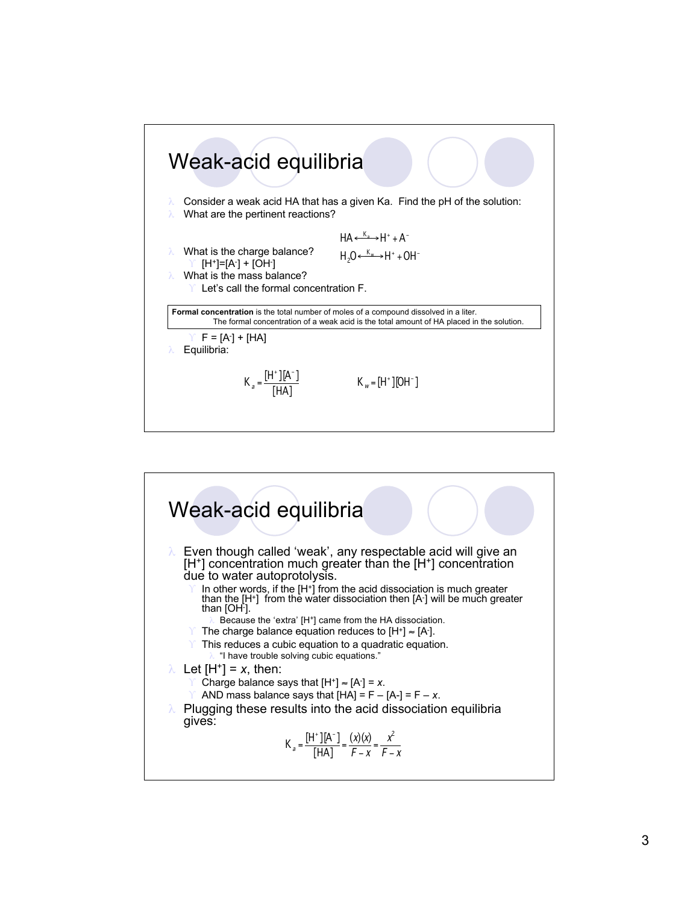## Weak-acid equilibria

- Consider a weak acid HA that has a given Ka. Find the pH of the solution:
- What are the pertinent reactions?

$$HA \xleftrightarrow{K_a} H^+ + A^-$$

$$H_2O \xleftrightarrow{K_w} H^+ + OH^-$$

- What is the charge balance?
  - $[H^+]=[A^-] + [OH^-]$
- What is the mass balance?
  - Let's call the formal concentration F.

> **Formal concentration** is the total number of moles of a compound dissolved in a liter.
> The formal concentration of a weak acid is the total amount of HA placed in the solution.

  - $F = [A^-] + [HA]$
- Equilibria:

$$K_a = \frac{[H^+][A^-]}{[HA]} \qquad K_w = [H^+][OH^-]$$

## Weak-acid equilibria

- Even though called 'weak', any respectable acid will give an $[H^+]$ concentration much greater than the $[H^+]$ concentration due to water autoprotolysis.
  - In other words, if the $[H^+]$ from the acid dissociation is much greater than the $[H^+]$ from the water dissociation then $[A^-]$ will be much greater than $[OH^-]$.
    - Because the 'extra' $[H^+]$ came from the HA dissociation.
  - The charge balance equation reduces to $[H^+] \approx [A^-]$.
  - This reduces a cubic equation to a quadratic equation.
    - "I have trouble solving cubic equations."
- Let $[H^+] = x$, then:
  - Charge balance says that $[H^+] \approx [A^-] = x$.
  - AND mass balance says that $[HA] = F - [A^-] = F - x$.
- Plugging these results into the acid dissociation equilibria gives:

$$K_a = \frac{[H^+][A^-]}{[HA]} = \frac{(x)(x)}{F-x} = \frac{x^2}{F-x}$$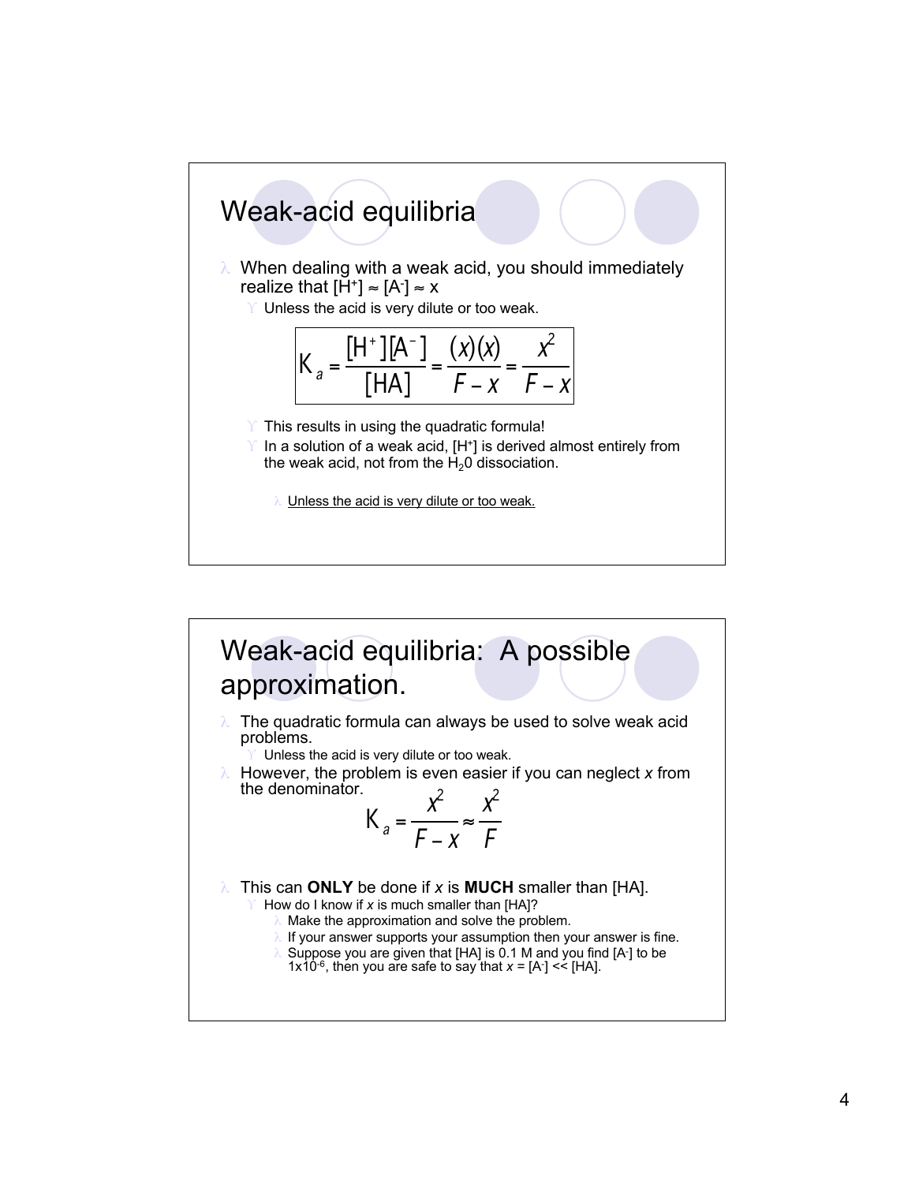## Weak-acid equilibria

- When dealing with a weak acid, you should immediately realize that $[H^+] \approx [A^-] \approx x$
  - Unless the acid is very dilute or too weak.

$$K_a = \frac{[H^+][A^-]}{[HA]} = \frac{(x)(x)}{F-x} = \frac{x^2}{F-x}$$

  - This results in using the quadratic formula!
  - In a solution of a weak acid, $[H^+]$ is derived almost entirely from the weak acid, not from the $H_20$ dissociation.
    - Unless the acid is very dilute or too weak.

## Weak-acid equilibria: A possible approximation.

- The quadratic formula can always be used to solve weak acid problems.
  - Unless the acid is very dilute or too weak.
- However, the problem is even easier if you can neglect *x* from the denominator.

$$K_a = \frac{x^2}{F-x} \approx \frac{x^2}{F}$$

- This can **ONLY** be done if *x* is **MUCH** smaller than [HA].
  - How do I know if *x* is much smaller than [HA]?
    - Make the approximation and solve the problem.
    - If your answer supports your assumption then your answer is fine.
    - Suppose you are given that [HA] is 0.1 M and you find $[A^-]$ to be $1 \times 10^{-6}$, then you are safe to say that $x = [A^-] << [HA]$.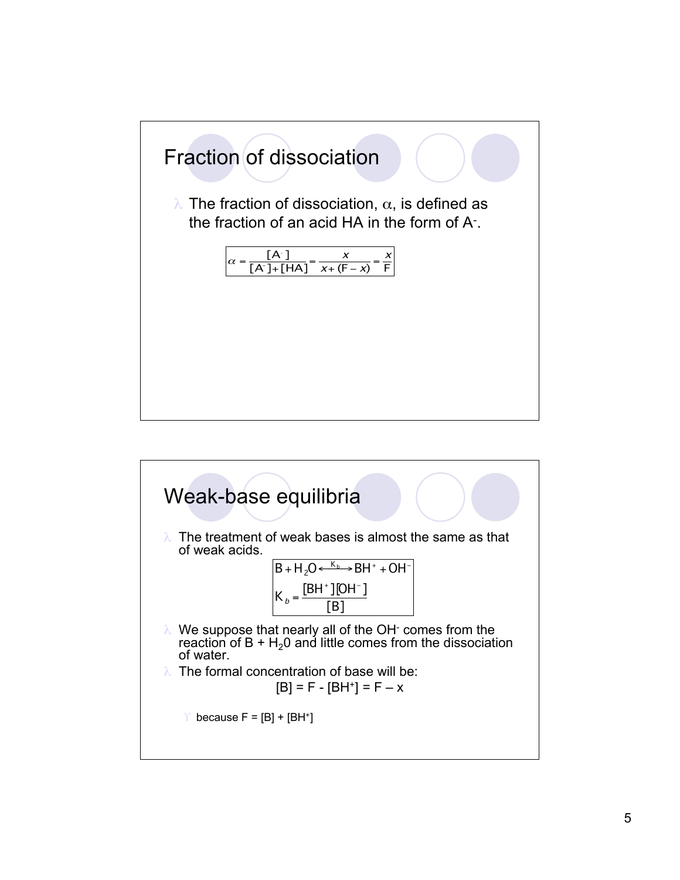## Fraction of dissociation

- The fraction of dissociation, $\alpha$, is defined as the fraction of an acid HA in the form of $A^-$.

$$\alpha = \frac{[A^-]}{[A^-]+[HA]} = \frac{x}{x+(F-x)} = \frac{x}{F}$$

## Weak-base equilibria

- The treatment of weak bases is almost the same as that of weak acids.

$$B + H_2O \xleftrightarrow{K_b} BH^+ + OH^-$$

$$K_b = \frac{[BH^+][OH^-]}{[B]}$$

- We suppose that nearly all of the $OH^-$ comes from the reaction of B + $H_20$ and little comes from the dissociation of water.
- The formal concentration of base will be:

$$[B] = F - [BH^+] = F - x$$

  - because $F = [B] + [BH^+]$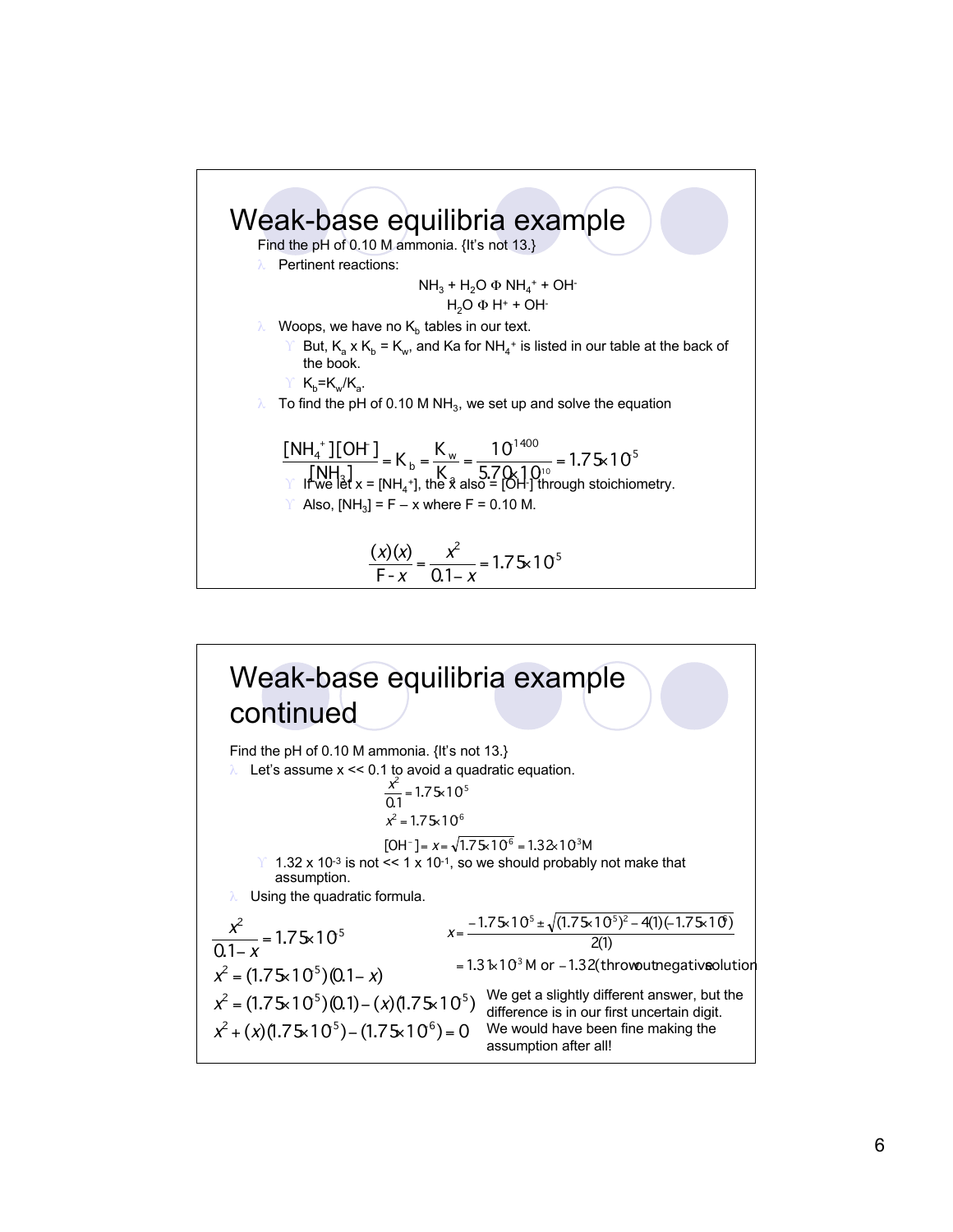# Weak-base equilibria example

Find the pH of 0.10 M ammonia. {It's not 13.}

- Pertinent reactions:

$$NH_3 + H_2O \rightleftharpoons NH_4^+ + OH^-$$
$$H_2O \rightleftharpoons H^+ + OH^-$$

- Woops, we have no $K_b$ tables in our text.
  - But, $K_a \times K_b = K_w$, and Ka for $NH_4^+$ is listed in our table at the back of the book.
  - $K_b = K_w/K_a$.
- To find the pH of 0.10 M $NH_3$, we set up and solve the equation

$$\frac{[NH_4^+][OH^-]}{[NH_3]} = K_b = \frac{K_w}{K_a} = \frac{10^{-14.00}}{5.70 \times 10^{-10}} = 1.75 \times 10^{-5}$$

  - If we let x = $[NH_4^+]$, the x also = $[OH^-]$ through stoichiometry.
  - Also, $[NH_3] = F - x$ where F = 0.10 M.

$$\frac{(x)(x)}{F - x} = \frac{x^2}{0.1 - x} = 1.75 \times 10^{-5}$$

# Weak-base equilibria example continued

Find the pH of 0.10 M ammonia. {It's not 13.}

- Let's assume x << 0.1 to avoid a quadratic equation.

$$\frac{x^2}{0.1} = 1.75 \times 10^{-5}$$
$$x^2 = 1.75 \times 10^{-6}$$
$$[OH^-] = x = \sqrt{1.75 \times 10^{-6}} = 1.32 \times 10^{-3} M$$

  - $1.32 \times 10^{-3}$ is not << $1 \times 10^{-1}$, so we should probably not make that assumption.
- Using the quadratic formula.

$$\frac{x^2}{0.1 - x} = 1.75 \times 10^{-5}$$
$$x^2 = (1.75 \times 10^{-5})(0.1 - x)$$
$$x^2 = (1.75 \times 10^{-5})(0.1) - (x)(1.75 \times 10^{-5})$$
$$x^2 + (x)(1.75 \times 10^{-5}) - (1.75 \times 10^{-6}) = 0$$

$$x = \frac{-1.75 \times 10^{-5} \pm \sqrt{(1.75 \times 10^{-5})^2 - 4(1)(-1.75 \times 10^{-6})}}{2(1)}$$
$$= 1.31 \times 10^{-3} \text{ M or } -1.32 \text{ (throw out negative solution)}$$

We get a slightly different answer, but the difference is in our first uncertain digit. We would have been fine making the assumption after all!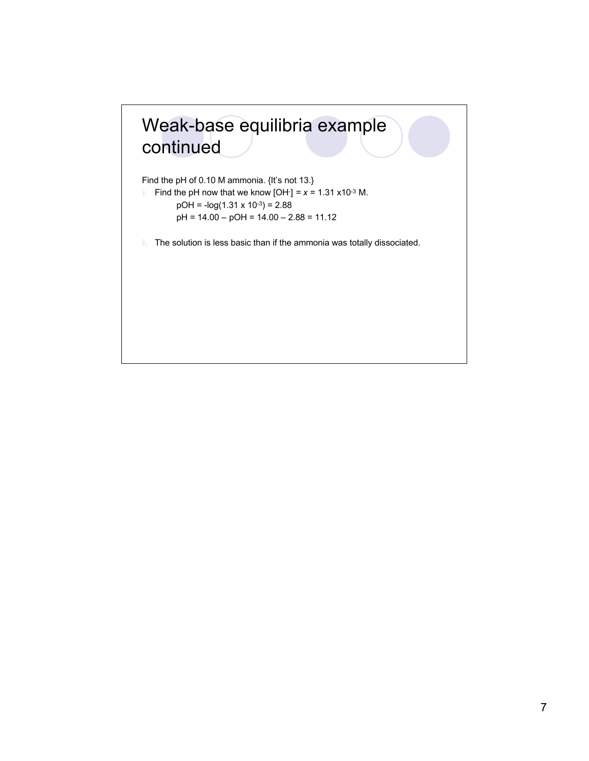# Weak-base equilibria example continued

Find the pH of 0.10 M ammonia. {It's not 13.}

- Find the pH now that we know $[OH^-] = x = 1.31 \times 10^{-3}$ M.
  - $pOH = -\log(1.31 \times 10^{-3}) = 2.88$
  - $pH = 14.00 - pOH = 14.00 - 2.88 = 11.12$
- The solution is less basic than if the ammonia was totally dissociated.